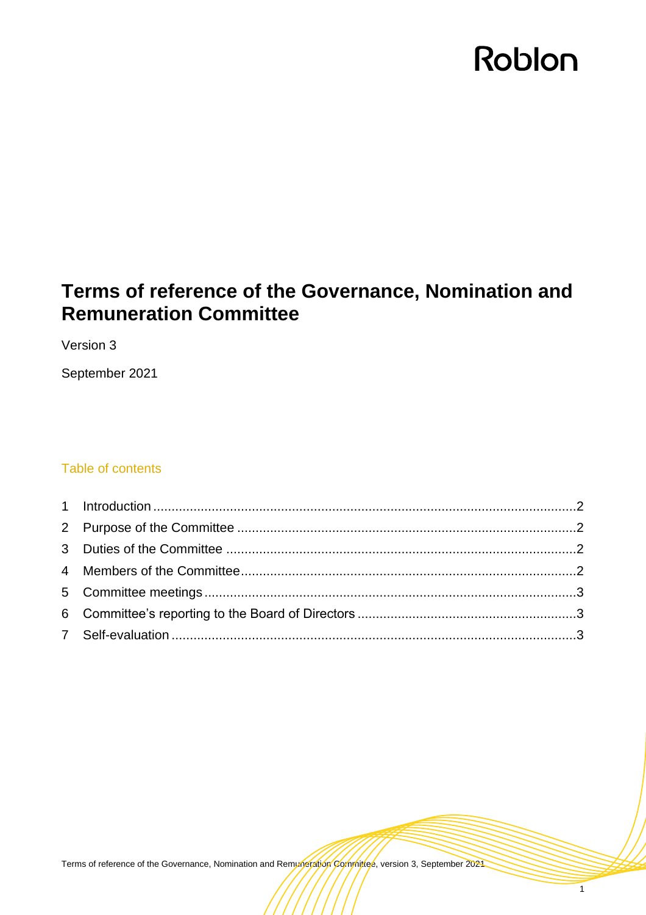Roblon

# Terms of reference of the Governance, Nomination and Remuneration Committee

Version 3

September 2021

## Table of contents

1 Introduction ....................................................................................................................2
2 Purpose of the Committee ............................................................................................2
3 Duties of the Committee ...............................................................................................2
4 Members of the Committee...........................................................................................2
5 Committee meetings.....................................................................................................3
6 Committee's reporting to the Board of Directors ............................................................3
7 Self-evaluation ..............................................................................................................3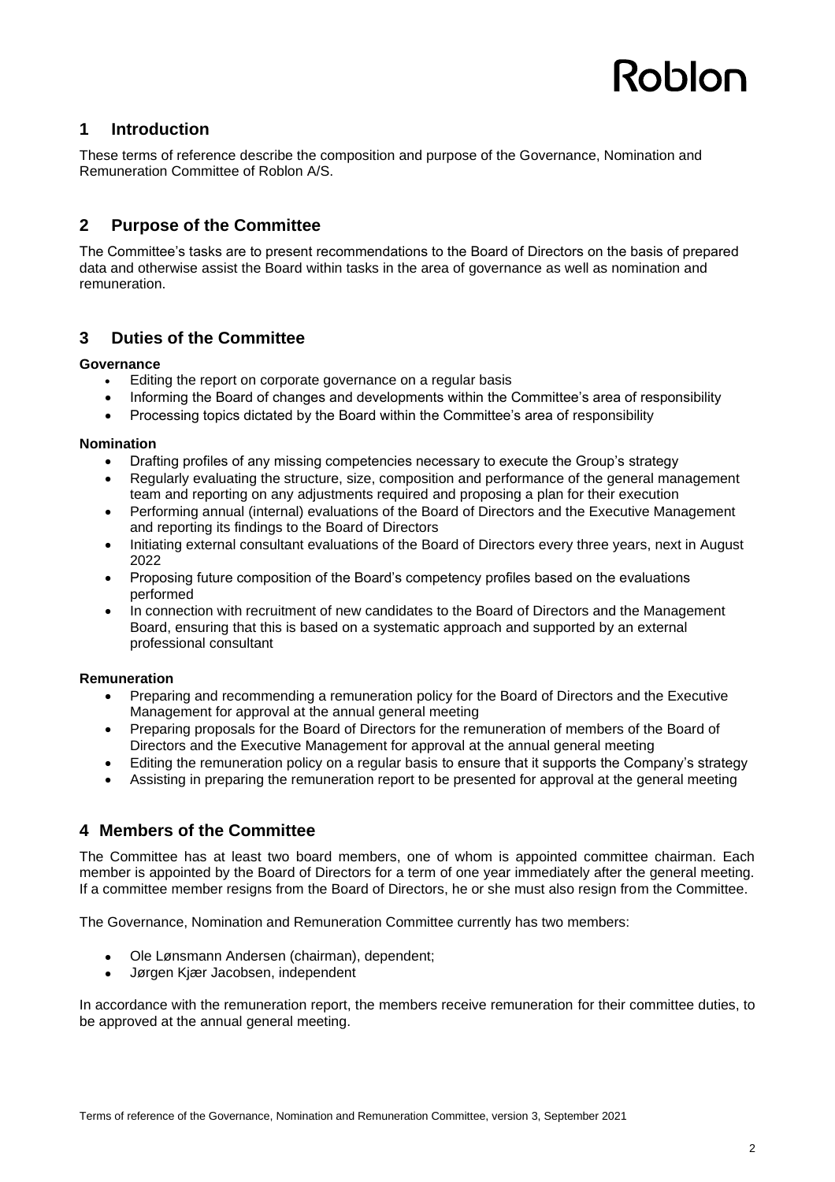## 1 Introduction

These terms of reference describe the composition and purpose of the Governance, Nomination and Remuneration Committee of Roblon A/S.

## 2 Purpose of the Committee

The Committee's tasks are to present recommendations to the Board of Directors on the basis of prepared data and otherwise assist the Board within tasks in the area of governance as well as nomination and remuneration.

## 3 Duties of the Committee

**Governance**

- Editing the report on corporate governance on a regular basis
- Informing the Board of changes and developments within the Committee's area of responsibility
- Processing topics dictated by the Board within the Committee's area of responsibility

**Nomination**

- Drafting profiles of any missing competencies necessary to execute the Group's strategy
- Regularly evaluating the structure, size, composition and performance of the general management team and reporting on any adjustments required and proposing a plan for their execution
- Performing annual (internal) evaluations of the Board of Directors and the Executive Management and reporting its findings to the Board of Directors
- Initiating external consultant evaluations of the Board of Directors every three years, next in August 2022
- Proposing future composition of the Board's competency profiles based on the evaluations performed
- In connection with recruitment of new candidates to the Board of Directors and the Management Board, ensuring that this is based on a systematic approach and supported by an external professional consultant

**Remuneration**

- Preparing and recommending a remuneration policy for the Board of Directors and the Executive Management for approval at the annual general meeting
- Preparing proposals for the Board of Directors for the remuneration of members of the Board of Directors and the Executive Management for approval at the annual general meeting
- Editing the remuneration policy on a regular basis to ensure that it supports the Company's strategy
- Assisting in preparing the remuneration report to be presented for approval at the general meeting

## 4 Members of the Committee

The Committee has at least two board members, one of whom is appointed committee chairman. Each member is appointed by the Board of Directors for a term of one year immediately after the general meeting. If a committee member resigns from the Board of Directors, he or she must also resign from the Committee.

The Governance, Nomination and Remuneration Committee currently has two members:

- Ole Lønsmann Andersen (chairman), dependent;
- Jørgen Kjær Jacobsen, independent

In accordance with the remuneration report, the members receive remuneration for their committee duties, to be approved at the annual general meeting.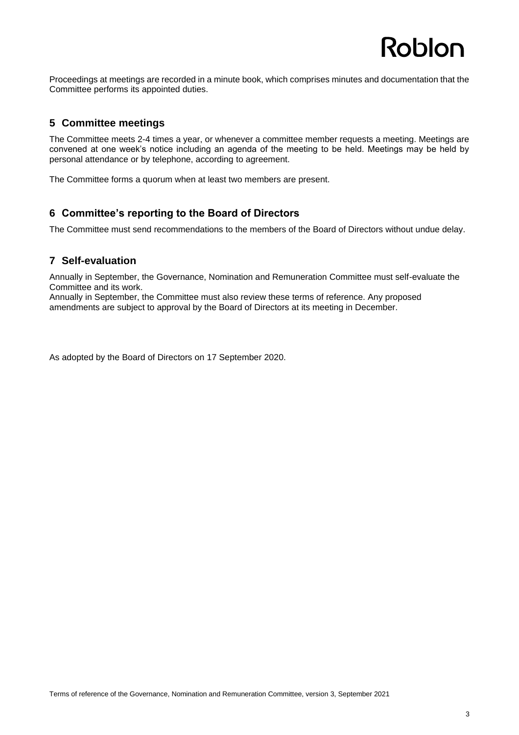Proceedings at meetings are recorded in a minute book, which comprises minutes and documentation that the Committee performs its appointed duties.

## 5 Committee meetings

The Committee meets 2-4 times a year, or whenever a committee member requests a meeting. Meetings are convened at one week's notice including an agenda of the meeting to be held. Meetings may be held by personal attendance or by telephone, according to agreement.

The Committee forms a quorum when at least two members are present.

## 6 Committee's reporting to the Board of Directors

The Committee must send recommendations to the members of the Board of Directors without undue delay.

## 7 Self-evaluation

Annually in September, the Governance, Nomination and Remuneration Committee must self-evaluate the Committee and its work.
Annually in September, the Committee must also review these terms of reference. Any proposed amendments are subject to approval by the Board of Directors at its meeting in December.

As adopted by the Board of Directors on 17 September 2020.